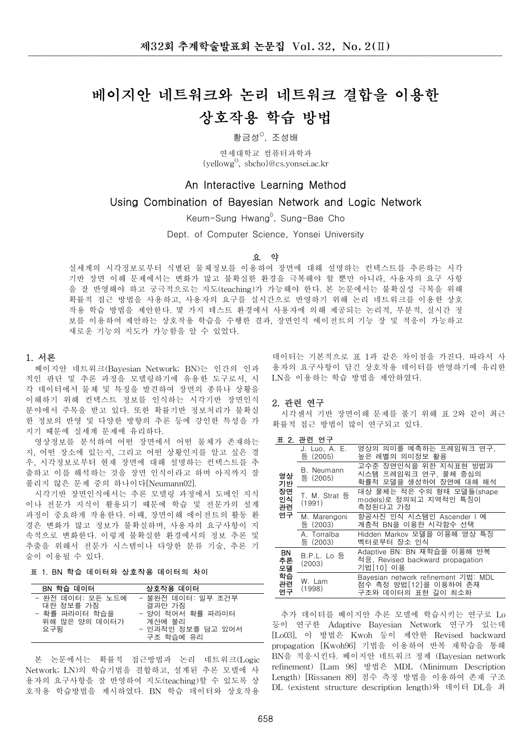# 베이지안 네트워크와 논리 네트워크 결합을 이용한 상호작용 학습 방법

황금성[O], 조성배

연세대학교 컴퓨터과학과

{yellowg[O], sbcho}@cs.yonsei.ac.kr

## An Interactive Learning Method Using Combination of Bayesian Network and Logic Network

Keum-Sung Hwang[0], Sung-Bae Cho

Dept. of Computer Science, Yonsei University

### 요 약

실세계의 시각정보로부터 식별된 물체정보를 이용하여 장면에 대해 설명하는 컨텍스트를 추론하는 시각기반 장면 이해 문제에서는 변화가 많고 불확실한 환경을 극복해야 할 뿐만 아니라, 사용자의 요구 사항을 잘 반영해야 하고 궁극적으로는 지도(teaching)가 가능해야 한다. 본 논문에서는 불확실성 극복을 위해 확률적 접근 방법을 사용하고, 사용자의 요구를 실시간으로 반영하기 위해 논리 네트워크를 이용한 상호작용 학습 방법을 제안한다. 몇 가지 테스트 환경에서 사용자에 의해 제공되는 논리적, 부분적, 실시간 정보를 이용하여 제안하는 상호작용 학습을 수행한 결과, 장면인식 에이전트의 기능 장 및 적응이 가능하고 새로운 기능의 지도가 가능함을 알 수 있었다.

## 1. 서론

베이지안 네트워크(Bayesian Network; BN)는 인간의 인과적인 판단 및 추론 과정을 모델링하기에 유용한 도구로서, 시각 데이터에서 물체 및 특징을 발견하여 장면의 종류나 상황을 이해하기 위해 컨텍스트 정보를 인식하는 시각기반 장면인식 분야에서 주목을 받고 있다. 또한 확률기반 정보처리가 불확실한 정보의 반영 및 다양한 방향의 추론 등에 강인한 특성을 가지기 때문에 실세계 문제에 유리하다.

영상정보를 분석하여 어떤 장면에서 어떤 물체가 존재하는지, 어떤 장소에 있는지, 그리고 어떤 상황인지를 알고 싶은 경우, 시각정보로부터 현재 장면에 대해 설명하는 컨텍스트를 추출하고 이를 해석하는 것을 장면 인식이라고 하며 아직까지 잘 풀리지 않은 문제 중의 하나이다[Neumann02].

시각기반 장면인식에서는 추론 모델링 과정에서 도메인 지식이나 전문가 지식이 활용되기 때문에 학습 및 전문가의 설계 과정이 중요하게 작용한다. 이때, 장면이해 에이전트의 활동 환경은 변화가 많고 정보가 불확실하며, 사용자의 요구사항이 지속적으로 변화한다. 이렇게 불확실한 환경에서의 정보 추론 및 추출을 위해서 전문가 시스템이나 다양한 분류 기술, 추론 기술이 이용될 수 있다.

**표 1. BN 학습 데이터와 상호작용 데이터의 차이**

| BN 학습 데이터 | 상호작용 데이터 |
|---|---|
| - 완전 데이터: 모든 노드에 대한 정보를 가짐<br>- 확률 파라미터 학습을 위해 많은 양의 데이터가 요구됨 | - 불완전 데이터: 일부 조건부 결과만 가짐<br>- 양이 적어서 확률 파라미터 계산에 불리<br>- 인과적인 정보를 담고 있어서 구조 학습에 유리 |

본 논문에서는 확률적 접근방법과 논리 네트워크(Logic Network; LN)의 학습기법을 결합하고, 설계된 추론 모델에 사용자의 요구사항을 잘 반영하여 지도(teaching)할 수 있도록 상호작용 학습방법을 제시하였다. BN 학습 데이터와 상호작용 데이터는 기본적으로 표 1과 같은 차이점을 가진다. 따라서 사용자의 요구사항이 담긴 상호작용 데이터를 반영하기에 유리한 LN을 이용하는 학습 방법을 제안하였다.

## 2. 관련 연구

시각센서 기반 장면이해 문제를 풀기 위해 표 2와 같이 최근 확률적 접근 방법이 많이 연구되고 있다.

**표 2. 관련 연구**

| 분류 | 연구자 | 내용 |
|---|---|---|
| 영상 기반 장면 인식 관련 연구 | J. Luo, A. E. 등 (2005) | 영상의 의미를 예측하는 프레임워크 연구, 높은 레벨의 의미정보 활용 |
| | B. Neumann 등 (2005) | 고수준 장면인식을 위한 지식표현 방법과 시스템 프레임워크 연구, 물체 중심의 확률적 모델을 생성하여 장면에 대해 해석 |
| | T. M. Strat 등 (1991) | 대상 물체는 적은 수의 형태 모델들(shape models)로 정의되고 지역적인 특징이 측정된다고 가정 |
| | M. Marengoni 등 (2003) | 항공사진 인식 시스템인 Ascender I 에 계층적 BN을 이용한 시각함수 선택 |
| | A. Torralba 등 (2003) | Hidden Markov 모델을 이용해 영상 특징 벡터로부터 장소 인식 |
| BN 추론 모델 학습 관련 연구 | B.P.L. Lo 등 (2003) | Adaptive BN: BN 재학습을 이용해 반복 적응, Revised backward propagation 기법[10] 이용 |
| | W. Lam (1998) | Bayesian network refinement 기법: MDL 점수 측정 방법[12]을 이용하여 존재 구조와 데이터의 표현 길이 최소화 |

추가 데이터를 베이지안 추론 모델에 학습시키는 연구로 Lo 등이 연구한 Adaptive Bayesian Network 연구가 있는데 [Lo03], 이 방법은 Kwoh 등이 제안한 Revised backward propagation [Kwoh96] 기법을 이용하여 반복 재학습을 통해 BN을 적응시킨다. 베이지안 네트워크 정제 (Bayesian network refinement) [Lam 98] 방법은 MDL (Minimum Description Length) [Rissanen 89] 점수 측정 방법을 이용하여 존재 구조 DL (existent structure description length)와 데이터 DL을 최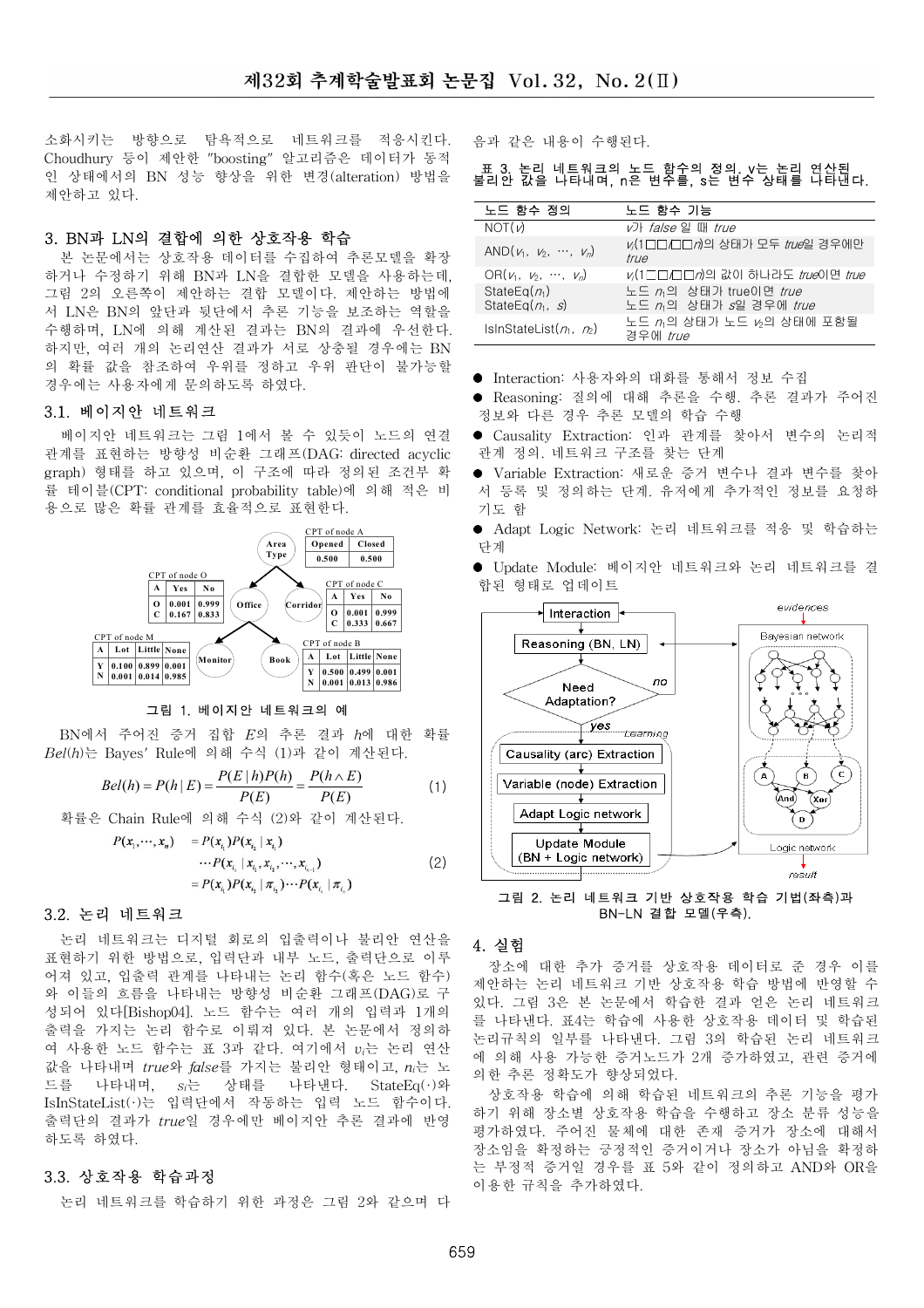소화시키는 방향으로 탐욕적으로 네트워크를 적응시킨다. Choudhury 등이 제안한 "boosting" 알고리즘은 데이터가 동적인 상태에서의 BN 성능 향상을 위한 변경(alteration) 방법을 제안하고 있다.

## 3. BN과 LN의 결합에 의한 상호작용 학습

본 논문에서는 상호작용 데이터를 수집하여 추론모델을 확장하거나 수정하기 위해 BN과 LN을 결합한 모델을 사용하는데, 그림 2의 오른쪽이 제안하는 결합 모델이다. 제안하는 방법에서 LN은 BN의 앞단과 뒷단에서 추론 기능을 보조하는 역할을 수행하며, LN에 의해 계산된 결과는 BN의 결과에 우선한다. 하지만, 여러 개의 논리연산 결과가 서로 상충될 경우에는 BN의 확률 값을 참조하여 우위를 정하고 우위 판단이 불가능할 경우에는 사용자에게 문의하도록 하였다.

### 3.1. 베이지안 네트워크

베이지안 네트워크는 그림 1에서 볼 수 있듯이 노드의 연결 관계를 표현하는 방향성 비순환 그래프(DAG: directed acyclic graph) 형태를 하고 있으며, 이 구조에 따라 정의된 조건부 확률 테이블(CPT: conditional probability table)에 의해 적은 비용으로 많은 확률 관계를 효율적으로 표현한다.

CPT of node A

| Opened | Closed |
|---|---|
| 0.500 | 0.500 |

CPT of node O

| A | Yes | No |
|---|---|---|
| O | 0.001 | 0.999 |
| C | 0.167 | 0.833 |

CPT of node C

| A | Yes | No |
|---|---|---|
| O | 0.001 | 0.999 |
| C | 0.333 | 0.667 |

CPT of node M

| A | Lot | Little | None |
|---|---|---|---|
| Y | 0.100 | 0.899 | 0.001 |
| N | 0.001 | 0.014 | 0.985 |

CPT of node B

| A | Lot | Little | None |
|---|---|---|---|
| Y | 0.500 | 0.499 | 0.001 |
| N | 0.001 | 0.013 | 0.986 |

그림 1. 베이지안 네트워크의 예

BN에서 주어진 증거 집합 $E$의 추론 결과 $h$에 대한 확률 $Bel(h)$는 Bayes' Rule에 의해 수식 (1)과 같이 계산된다.

$$Bel(h) = P(h \mid E) = \frac{P(E \mid h)P(h)}{P(E)} = \frac{P(h \wedge E)}{P(E)} \quad (1)$$

확률은 Chain Rule에 의해 수식 (2)와 같이 계산된다.

$$\begin{aligned} P(x_1, \cdots, x_n) &= P(x_{i_1})P(x_{i_2} \mid x_{i_1}) \\ &\cdots P(x_{i_n} \mid x_{i_1}, x_{i_2}, \cdots, x_{i_{n-1}}) \\ &= P(x_{i_1})P(x_{i_2} \mid \pi_{i_2}) \cdots P(x_{i_n} \mid \pi_{i_n}) \end{aligned} \quad (2)$$

### 3.2. 논리 네트워크

논리 네트워크는 디지털 회로의 입출력이나 불리안 연산을 표현하기 위한 방법으로, 입력단과 내부 노드, 출력단으로 이루어져 있고, 입출력 관계를 나타내는 논리 함수(혹은 노드 함수)와 이들의 흐름을 나타내는 방향성 비순환 그래프(DAG)로 구성되어 있다[Bishop04]. 노드 함수는 여러 개의 입력과 1개의 출력을 가지는 논리 함수로 이뤄져 있다. 본 논문에서 정의하여 사용한 노드 함수는 표 3과 같다. 여기에서 $v_i$는 논리 연산 값을 나타내며 *true*와 *false*를 가지는 불리안 형태이고, $n_i$는 노드를 나타내며, $s_i$는 상태를 나타낸다. StateEq(·)와 IsInStateList(·)는 입력단에서 작동하는 입력 노드 함수이다. 출력단의 결과가 *true*일 경우에만 베이지안 추론 결과에 반영하도록 하였다.

### 3.3. 상호작용 학습과정

논리 네트워크를 학습하기 위한 과정은 그림 2와 같으며 다음과 같은 내용이 수행된다.

표 3. 논리 네트워크의 노드 함수의 정의, v는 논리 연산된 불리안 값을 나타내며, n은 변수를, s는 변수 상태를 나타낸다.

| 노드 함수 정의 | 노드 함수 기능 |
|---|---|
| NOT($v$) | $v$가 *false* 일 때 *true* |
| AND($v_1$, $v_2$, ⋯, $v_n$) | $v_i$(1□□/□□$n$)의 상태가 모두 *true*일 경우에만 *true* |
| OR($v_1$, $v_2$, ⋯, $v_n$) | $v_i$(1□□/□□$n$)의 값이 하나라도 *true*이면 *true* |
| StateEq($n_1$)<br>StateEq($n_1$, $s$) | 노드 $n_1$의 상태가 true이면 *true*<br>노드 $n_1$의 상태가 $s$일 경우에 *true* |
| IsInStateList($n_1$, $n_2$) | 노드 $n_1$의 상태가 노드 $v_2$의 상태에 포함될 경우에 *true* |

- Interaction: 사용자와의 대화를 통해서 정보 수집
- Reasoning: 질의에 대해 추론을 수행. 추론 결과가 주어진 정보와 다른 경우 추론 모델의 학습 수행
- Causality Extraction: 인과 관계를 찾아서 변수의 논리적 관계 정의. 네트워크 구조를 찾는 단계
- Variable Extraction: 새로운 증거 변수나 결과 변수를 찾아서 등록 및 정의하는 단계. 유저에게 추가적인 정보를 요청하기도 함
- Adapt Logic Network: 논리 네트워크를 적응 및 학습하는 단계
- Update Module: 베이지안 네트워크와 논리 네트워크를 결합된 형태로 업데이트

그림 2. 논리 네트워크 기반 상호작용 학습 기법(좌측)과 BN-LN 결합 모델(우측).

## 4. 실험

장소에 대한 추가 증거를 상호작용 데이터로 준 경우 이를 제안하는 논리 네트워크 기반 상호작용 학습 방법에 반영할 수 있다. 그림 3은 본 논문에서 학습한 결과 얻은 논리 네트워크를 나타낸다. 표4는 학습에 사용한 상호작용 데이터 및 학습된 논리규칙의 일부를 나타낸다. 그림 3의 학습된 논리 네트워크에 의해 사용 가능한 증거노드가 2개 증가하였고, 관련 증거에 의한 추론 정확도가 향상되었다.

상호작용 학습에 의해 학습된 네트워크의 추론 기능을 평가하기 위해 장소별 상호작용 학습을 수행하고 장소 분류 성능을 평가하였다. 주어진 물체에 대한 존재 증거가 장소에 대해서 장소임을 확정하는 긍정적인 증거이거나 장소가 아님을 확정하는 부정적 증거일 경우를 표 5와 같이 정의하고 AND와 OR을 이용한 규칙을 추가하였다.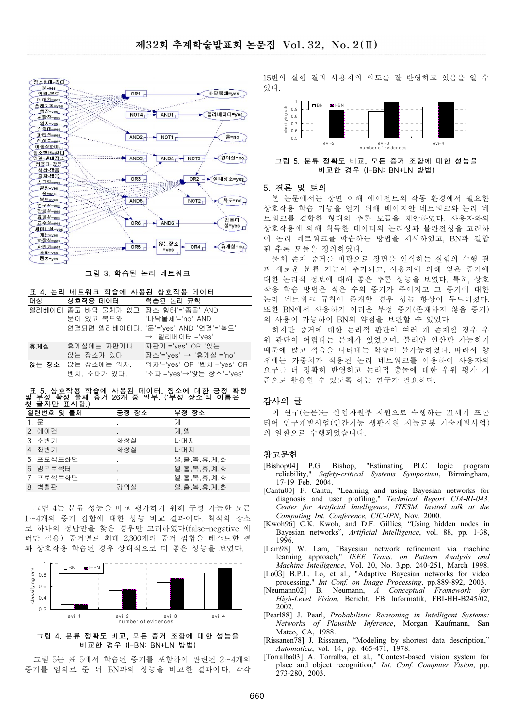장소형태=좁다
문=yes
연결=복도
에어컨=yes
쓰레기통=yes
책장=yes
서랍장=yes
의자=yes
강의대=yes
파티션=yes
테이블=yes
이동식화이...
장소형태=길다
연결=실내장소
컴퓨터=많음
책상=많음
의자=많음
스크린=yes
칠판=yes
홀=yes
복도=yes
연구실=yes
강의실=yes
휴게실=yes
교수실=yes
세미나실=yes
계단=yes
화장실=yes
자판기=yes
소파=yes
벤치=yes

OR1
NOT4
AND1
AND2
NOT1
AND3
AND4
NOT3
OR3
OR2
AND5
NOT2
OR6
AND6
OR5
앉는장소=yes
OR4

바닥물체=yes
엘리베이터=yes
홀=no
강의실=no
실내장소=yes
복도=no
컴퓨터실=yes
휴게실=no

그림 3. 학습된 논리 네트워크

표 4. 논리 네트워크 학습에 사용된 상호작용 데이터

| 대상 | 상호작용 데이터 | 학습된 논리 규칙 |
| --- | --- | --- |
| 엘리베이터 | 좁고 바닥 물체가 없고 문이 있고 복도와 연결되면 엘리베이터다. | 장소 형태'='좁음' AND '바닥물체'='no' AND '문'='yes' AND '연결'='복도' → '엘리베이터'='yes' |
| 휴게실 | 휴게실에는 자판기나 앉는 장소가 있다 | 자판기'='yes' OR '앉는 장소'='yes' → '휴게실'='no' |
| 앉는 장소 | 앉는 장소에는 의자, 벤치, 소파가 있다. | 의자'='yes' OR '벤치'='yes' OR '소파'='yes'→'앉는 장소'='yes' |

표 5. 상호작용 학습에 사용된 데이터. 장소에 대한 긍정 확정 및 부정 확정 물체 증거 26개 중 일부. ('부정 장소'의 이름은 첫 글자만 표시함.)

| 일련번호 및 물체 | 긍정 장소 | 부정 장소 |
| --- | --- | --- |
| 1. 문 | . | 계 |
| 2. 에어컨 | . | 계,엘 |
| 3. 소변기 | 화장실 | 나머지 |
| 4. 좌변기 | 화장실 | 나머지 |
| 5. 프로젝트화면 | . | 엘,홀,복,휴,계,화 |
| 6. 빔프로젝터 | . | 엘,홀,복,휴,계,화 |
| 7. 프로젝트화면 | . | 엘,홀,복,휴,계,화 |
| 8. 벽칠판 | 강의실 | 엘,홀,복,휴,계,화 |

그림 4는 분류 성능을 비교 평가하기 위해 구성 가능한 모든 1~4개의 증거 집합에 대한 성능 비교 결과이다. 최적의 장소로 하나의 정답만을 찾은 경우만 고려하였다(false-negative 에러만 적용). 증거별로 최대 2,300개의 증거 집합을 테스트한 결과 상호작용 학습된 경우 상대적으로 더 좋은 성능을 보였다.

BN
I-BN
classifying rate
1
0.8
0.6
0.4
0.2
evi-1
evi-2
evi-3
evi-4
number of evidences

그림 4. 분류 정확도 비교, 모든 증거 조합에 대한 성능을 비교한 경우 (I-BN: BN+LN 방법)

그림 5는 표 5에서 학습된 증거를 포함하여 관련된 2~4개의 증거를 임의로 준 뒤 BN과의 성능을 비교한 결과이다. 각각 15번의 실험 결과 사용자의 의도를 잘 반영하고 있음을 알 수 있다.

BN
I-BN
classifying rate
1
0.9
0.8
0.7
0.6
0.5
evi-2
evi-3
evi-4
number of evidences

그림 5. 분류 정확도 비교, 모든 증거 조합에 대한 성능을 비교한 경우 (I-BN: BN+LN 방법)

## 5. 결론 및 토의

본 논문에서는 장면 이해 에이전트의 작동 환경에서 필요한 상호작용 학습 기능을 얻기 위해 베이지안 네트워크와 논리 네트워크를 결합한 형태의 추론 모듈을 제안하였다. 사용자와의 상호작용에 의해 획득한 데이터의 논리성과 불완전성을 고려하여 논리 네트워크를 학습하는 방법을 제시하였고, BN과 결합된 추론 모듈을 정의하였다.

물체 존재 증거를 바탕으로 장면을 인식하는 실험의 수행 결과 새로운 분류 기능이 추가되고, 사용자에 의해 얻은 증거에 대한 논리적 정보에 대해 좋은 추론 성능을 보였다. 특히, 상호작용 학습 방법은 적은 수의 증거가 주어지고 그 증거에 대한 논리 네트워크 규칙이 존재할 경우 성능 향상이 두드러졌다. 또한 BN에서 사용하기 어려운 부정 증거(존재하지 않음 증거)의 사용이 가능하여 BN의 약점을 보완할 수 있었다.

하지만 증거에 대한 논리적 판단이 여러 개 존재할 경우 우위 판단이 어렵다는 문제가 있었으며, 불리안 연산만 가능하기 때문에 많고 적음을 나타내는 학습이 불가능하였다. 따라서 향후에는 가중치가 적용된 논리 네트워크를 이용하여 사용자의 요구를 더 정확히 반영하고 논리적 충돌에 대한 우위 평가 기준으로 활용할 수 있도록 하는 연구가 필요하다.

## 감사의 글

이 연구(논문)는 산업자원부 지원으로 수행하는 21세기 프론티어 연구개발사업(인간기능 생활지원 지능로봇 기술개발사업)의 일환으로 수행되었습니다.

## 참고문헌

[Bishop04] P.G. Bishop, "Estimating PLC logic program reliability," *Safety-critical Systems Symposium*, Birmingham, 17-19 Feb. 2004.

[Cantu00] F. Cantu, "Learning and using Bayesian networks for diagnosis and user profiling," *Technical Report CIA-RI-043, Center for Artificial Intelligence, ITESM. Invited talk at the Computing Int. Conference, CIC-IPN*, Nov. 2000.

[Kwoh96] C.K. Kwoh, and D.F. Gillies, "Using hidden nodes in Bayesian networks", *Artificial Intelligence*, vol. 88, pp. 1-38, 1996.

[Lam98] W. Lam, "Bayesian network refinement via machine learning approach," *IEEE Trans. on Pattern Analysis and Machine Intelligence*, Vol. 20, No. 3,pp. 240-251, March 1998.

[Lo03] B.P.L. Lo, et al., "Adaptive Bayesian networks for video processing," *Int Conf. on Image Processing*, pp.889-892, 2003.

[Neumann02] B. Neumann, *A Conceptual Framework for High-Level Vision*, Bericht, FB Informatik, FBI-HH-B245/02, 2002.

[Pearl88] J. Pearl, *Probabilistic Reasoning in Intelligent Systems: Networks of Plausible Inference*, Morgan Kaufmann, San Mateo, CA, 1988.

[Rissanen78] J. Rissanen, "Modeling by shortest data description," *Automatica*, vol. 14, pp. 465-471, 1978.

[Torralba03] A. Torralba, et al., "Context-based vision system for place and object recognition," *Int. Conf. Computer Vision*, pp. 273-280, 2003.